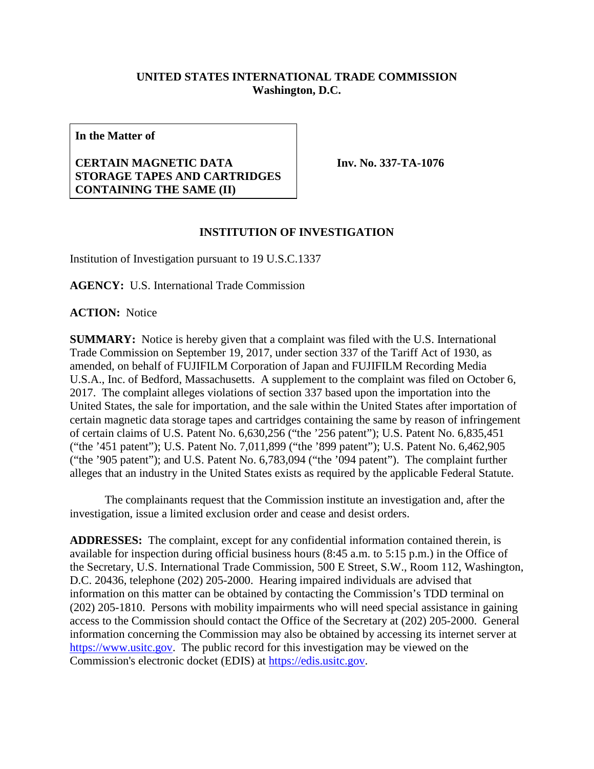**UNITED STATES INTERNATIONAL TRADE COMMISSION**
**Washington, D.C.**

**In the Matter of**

**CERTAIN MAGNETIC DATA STORAGE TAPES AND CARTRIDGES CONTAINING THE SAME (II)**

**Inv. No. 337-TA-1076**

**INSTITUTION OF INVESTIGATION**

Institution of Investigation pursuant to 19 U.S.C.1337

**AGENCY:** U.S. International Trade Commission

**ACTION:** Notice

**SUMMARY:** Notice is hereby given that a complaint was filed with the U.S. International Trade Commission on September 19, 2017, under section 337 of the Tariff Act of 1930, as amended, on behalf of FUJIFILM Corporation of Japan and FUJIFILM Recording Media U.S.A., Inc. of Bedford, Massachusetts. A supplement to the complaint was filed on October 6, 2017. The complaint alleges violations of section 337 based upon the importation into the United States, the sale for importation, and the sale within the United States after importation of certain magnetic data storage tapes and cartridges containing the same by reason of infringement of certain claims of U.S. Patent No. 6,630,256 ("the '256 patent"); U.S. Patent No. 6,835,451 ("the '451 patent"); U.S. Patent No. 7,011,899 ("the '899 patent"); U.S. Patent No. 6,462,905 ("the '905 patent"); and U.S. Patent No. 6,783,094 ("the '094 patent"). The complaint further alleges that an industry in the United States exists as required by the applicable Federal Statute.

The complainants request that the Commission institute an investigation and, after the investigation, issue a limited exclusion order and cease and desist orders.

**ADDRESSES:** The complaint, except for any confidential information contained therein, is available for inspection during official business hours (8:45 a.m. to 5:15 p.m.) in the Office of the Secretary, U.S. International Trade Commission, 500 E Street, S.W., Room 112, Washington, D.C. 20436, telephone (202) 205-2000. Hearing impaired individuals are advised that information on this matter can be obtained by contacting the Commission's TDD terminal on (202) 205-1810. Persons with mobility impairments who will need special assistance in gaining access to the Commission should contact the Office of the Secretary at (202) 205-2000. General information concerning the Commission may also be obtained by accessing its internet server at https://www.usitc.gov. The public record for this investigation may be viewed on the Commission's electronic docket (EDIS) at https://edis.usitc.gov.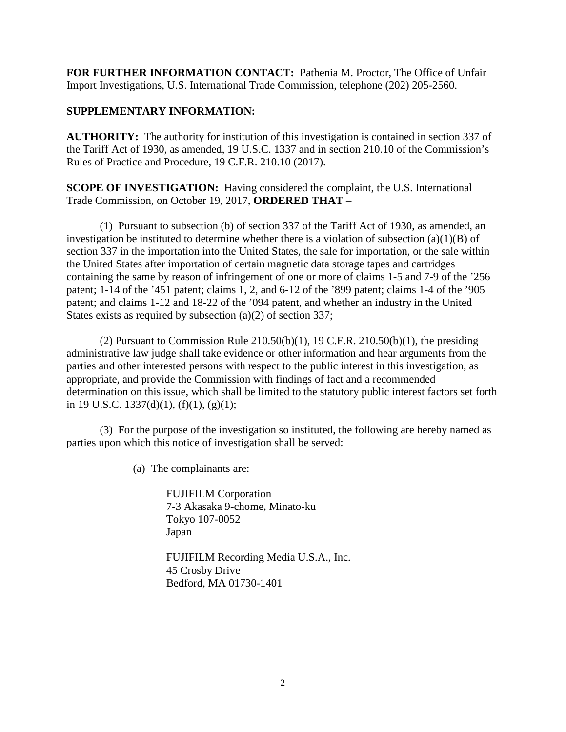**FOR FURTHER INFORMATION CONTACT:** Pathenia M. Proctor, The Office of Unfair Import Investigations, U.S. International Trade Commission, telephone (202) 205-2560.

**SUPPLEMENTARY INFORMATION:**

**AUTHORITY:** The authority for institution of this investigation is contained in section 337 of the Tariff Act of 1930, as amended, 19 U.S.C. 1337 and in section 210.10 of the Commission's Rules of Practice and Procedure, 19 C.F.R. 210.10 (2017).

**SCOPE OF INVESTIGATION:** Having considered the complaint, the U.S. International Trade Commission, on October 19, 2017, **ORDERED THAT** –

(1) Pursuant to subsection (b) of section 337 of the Tariff Act of 1930, as amended, an investigation be instituted to determine whether there is a violation of subsection (a)(1)(B) of section 337 in the importation into the United States, the sale for importation, or the sale within the United States after importation of certain magnetic data storage tapes and cartridges containing the same by reason of infringement of one or more of claims 1-5 and 7-9 of the '256 patent; 1-14 of the '451 patent; claims 1, 2, and 6-12 of the '899 patent; claims 1-4 of the '905 patent; and claims 1-12 and 18-22 of the '094 patent, and whether an industry in the United States exists as required by subsection (a)(2) of section 337;

(2) Pursuant to Commission Rule 210.50(b)(1), 19 C.F.R. 210.50(b)(1), the presiding administrative law judge shall take evidence or other information and hear arguments from the parties and other interested persons with respect to the public interest in this investigation, as appropriate, and provide the Commission with findings of fact and a recommended determination on this issue, which shall be limited to the statutory public interest factors set forth in 19 U.S.C. 1337(d)(1), (f)(1), (g)(1);

(3) For the purpose of the investigation so instituted, the following are hereby named as parties upon which this notice of investigation shall be served:

(a) The complainants are:

FUJIFILM Corporation
7-3 Akasaka 9-chome, Minato-ku
Tokyo 107-0052
Japan

FUJIFILM Recording Media U.S.A., Inc.
45 Crosby Drive
Bedford, MA 01730-1401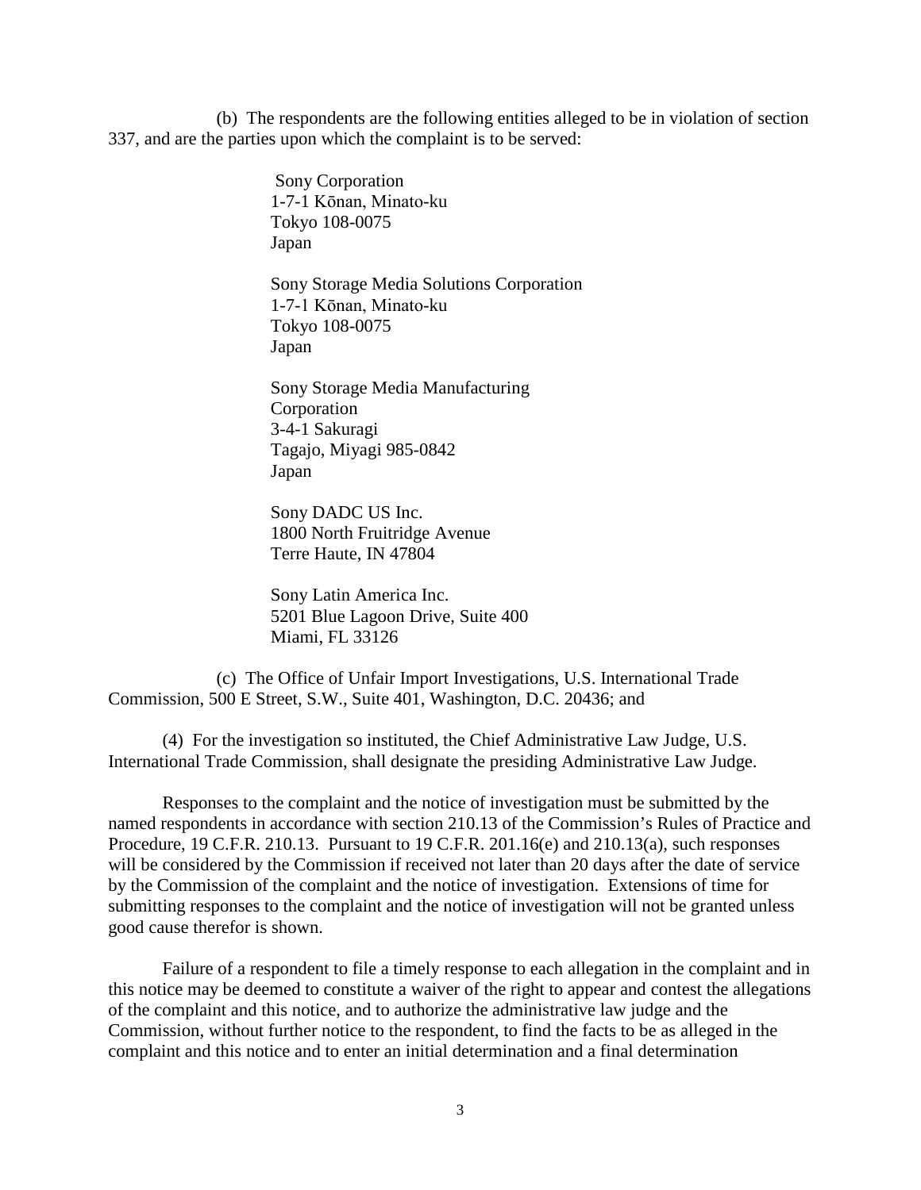(b) The respondents are the following entities alleged to be in violation of section 337, and are the parties upon which the complaint is to be served:

Sony Corporation
1-7-1 Kōnan, Minato-ku
Tokyo 108-0075
Japan

Sony Storage Media Solutions Corporation
1-7-1 Kōnan, Minato-ku
Tokyo 108-0075
Japan

Sony Storage Media Manufacturing Corporation
3-4-1 Sakuragi
Tagajo, Miyagi 985-0842
Japan

Sony DADC US Inc.
1800 North Fruitridge Avenue
Terre Haute, IN 47804

Sony Latin America Inc.
5201 Blue Lagoon Drive, Suite 400
Miami, FL 33126

(c) The Office of Unfair Import Investigations, U.S. International Trade Commission, 500 E Street, S.W., Suite 401, Washington, D.C. 20436; and

(4) For the investigation so instituted, the Chief Administrative Law Judge, U.S. International Trade Commission, shall designate the presiding Administrative Law Judge.

Responses to the complaint and the notice of investigation must be submitted by the named respondents in accordance with section 210.13 of the Commission's Rules of Practice and Procedure, 19 C.F.R. 210.13. Pursuant to 19 C.F.R. 201.16(e) and 210.13(a), such responses will be considered by the Commission if received not later than 20 days after the date of service by the Commission of the complaint and the notice of investigation. Extensions of time for submitting responses to the complaint and the notice of investigation will not be granted unless good cause therefor is shown.

Failure of a respondent to file a timely response to each allegation in the complaint and in this notice may be deemed to constitute a waiver of the right to appear and contest the allegations of the complaint and this notice, and to authorize the administrative law judge and the Commission, without further notice to the respondent, to find the facts to be as alleged in the complaint and this notice and to enter an initial determination and a final determination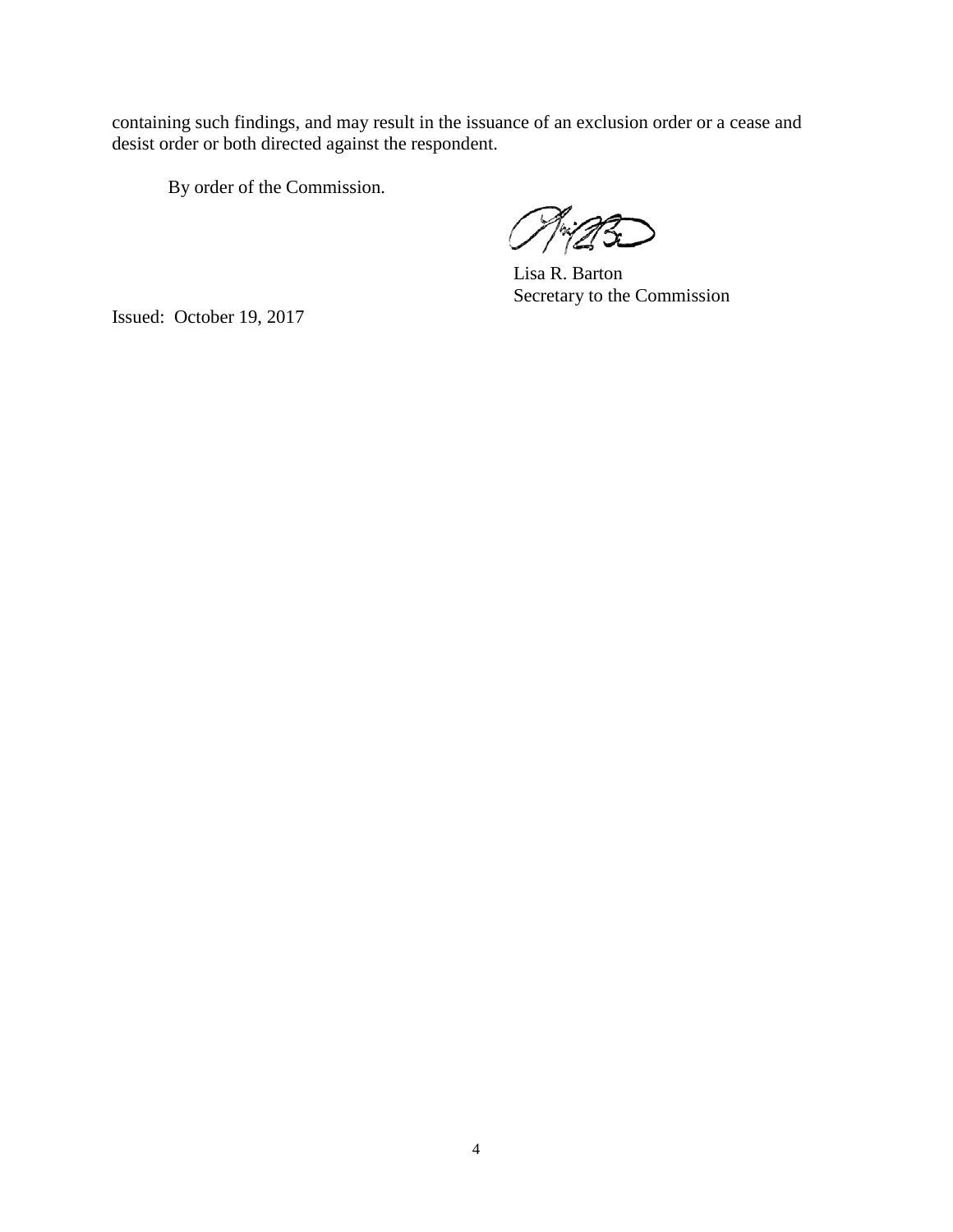containing such findings, and may result in the issuance of an exclusion order or a cease and desist order or both directed against the respondent.

By order of the Commission.

Lisa R. Barton
Secretary to the Commission

Issued: October 19, 2017